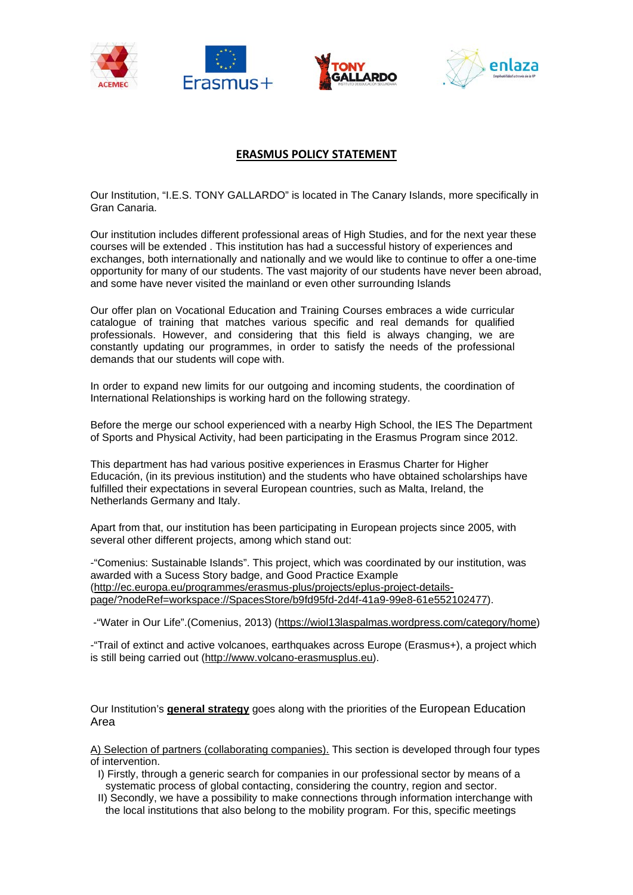# ERASMUS POLICY STATEMENT

Our Institution, "I.E.S. TONY GALLARDO" is located in The Canary Islands, more specifically in Gran Canaria.

Our institution includes different professional areas of High Studies, and for the next year these courses will be extended . This institution has had a successful history of experiences and exchanges, both internationally and nationally and we would like to continue to offer a one-time opportunity for many of our students. The vast majority of our students have never been abroad, and some have never visited the mainland or even other surrounding Islands

Our offer plan on Vocational Education and Training Courses embraces a wide curricular catalogue of training that matches various specific and real demands for qualified professionals. However, and considering that this field is always changing, we are constantly updating our programmes, in order to satisfy the needs of the professional demands that our students will cope with.

In order to expand new limits for our outgoing and incoming students, the coordination of International Relationships is working hard on the following strategy.

Before the merge our school experienced with a nearby High School, the IES The Department of Sports and Physical Activity, had been participating in the Erasmus Program since 2012.

This department has had various positive experiences in Erasmus Charter for Higher Educación, (in its previous institution) and the students who have obtained scholarships have fulfilled their expectations in several European countries, such as Malta, Ireland, the Netherlands Germany and Italy.

Apart from that, our institution has been participating in European projects since 2005, with several other different projects, among which stand out:

-"Comenius: Sustainable Islands". This project, which was coordinated by our institution, was awarded with a Sucess Story badge, and Good Practice Example (http://ec.europa.eu/programmes/erasmus-plus/projects/eplus-project-details-page/?nodeRef=workspace://SpacesStore/b9fd95fd-2d4f-41a9-99e8-61e552102477).

-"Water in Our Life".(Comenius, 2013) (https://wiol13laspalmas.wordpress.com/category/home)

-"Trail of extinct and active volcanoes, earthquakes across Europe (Erasmus+), a project which is still being carried out (http://www.volcano-erasmusplus.eu).

Our Institution's **general strategy** goes along with the priorities of the European Education Area

A) Selection of partners (collaborating companies). This section is developed through four types of intervention.

I) Firstly, through a generic search for companies in our professional sector by means of a systematic process of global contacting, considering the country, region and sector.

II) Secondly, we have a possibility to make connections through information interchange with the local institutions that also belong to the mobility program. For this, specific meetings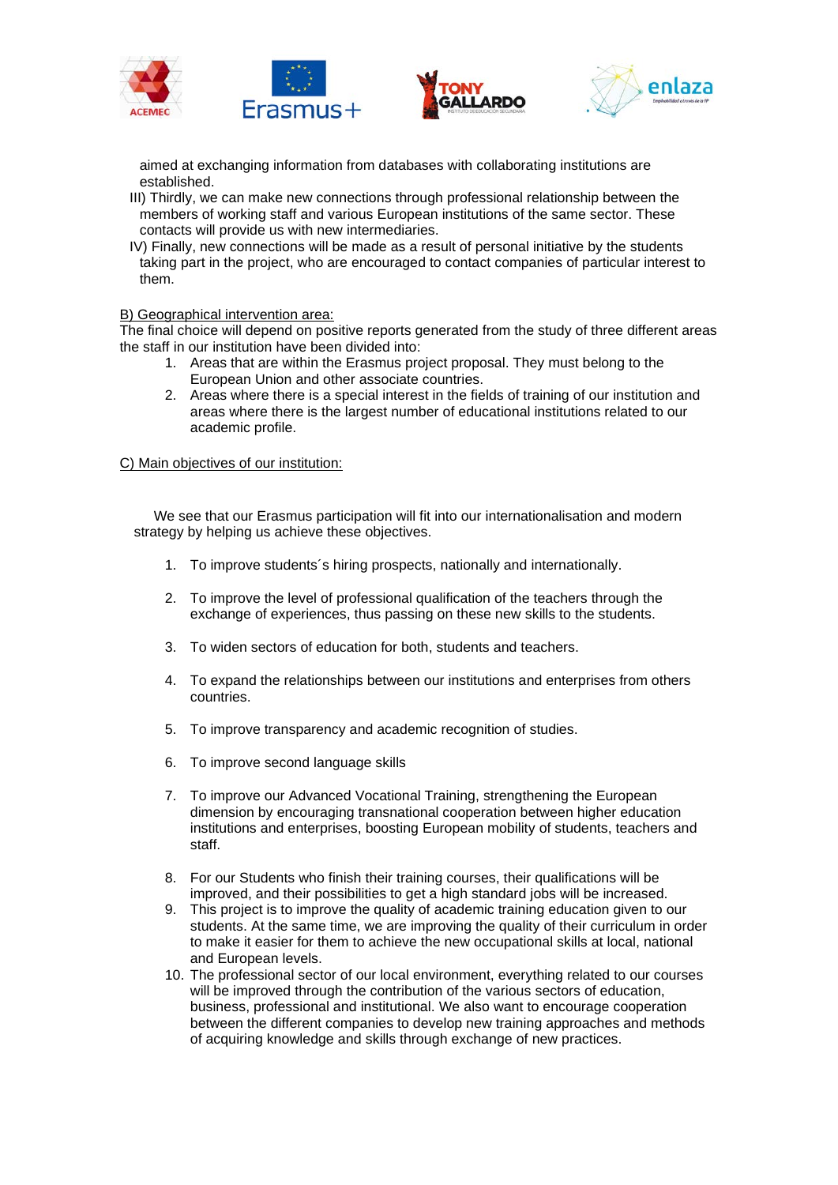aimed at exchanging information from databases with collaborating institutions are established.

III) Thirdly, we can make new connections through professional relationship between the members of working staff and various European institutions of the same sector. These contacts will provide us with new intermediaries.

IV) Finally, new connections will be made as a result of personal initiative by the students taking part in the project, who are encouraged to contact companies of particular interest to them.

<u>B) Geographical intervention area:</u>

The final choice will depend on positive reports generated from the study of three different areas the staff in our institution have been divided into:

1. Areas that are within the Erasmus project proposal. They must belong to the European Union and other associate countries.
2. Areas where there is a special interest in the fields of training of our institution and areas where there is the largest number of educational institutions related to our academic profile.

<u>C) Main objectives of our institution:</u>

We see that our Erasmus participation will fit into our internationalisation and modern strategy by helping us achieve these objectives.

1. To improve students´s hiring prospects, nationally and internationally.
2. To improve the level of professional qualification of the teachers through the exchange of experiences, thus passing on these new skills to the students.
3. To widen sectors of education for both, students and teachers.
4. To expand the relationships between our institutions and enterprises from others countries.
5. To improve transparency and academic recognition of studies.
6. To improve second language skills
7. To improve our Advanced Vocational Training, strengthening the European dimension by encouraging transnational cooperation between higher education institutions and enterprises, boosting European mobility of students, teachers and staff.
8. For our Students who finish their training courses, their qualifications will be improved, and their possibilities to get a high standard jobs will be increased.
9. This project is to improve the quality of academic training education given to our students. At the same time, we are improving the quality of their curriculum in order to make it easier for them to achieve the new occupational skills at local, national and European levels.
10. The professional sector of our local environment, everything related to our courses will be improved through the contribution of the various sectors of education, business, professional and institutional. We also want to encourage cooperation between the different companies to develop new training approaches and methods of acquiring knowledge and skills through exchange of new practices.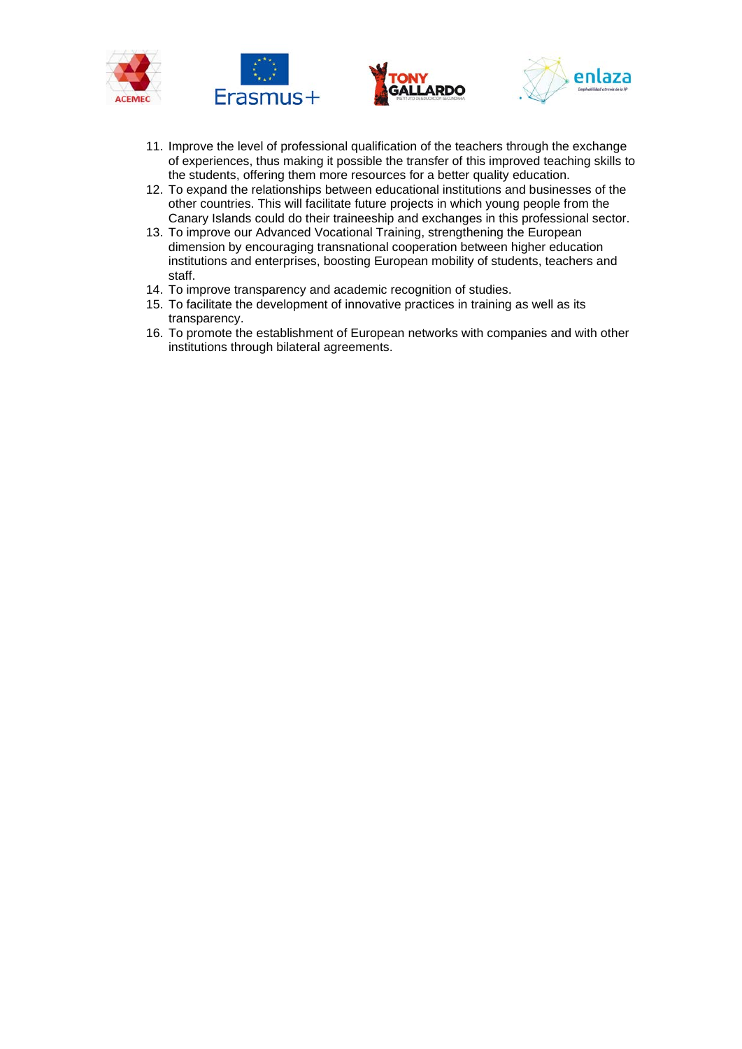11. Improve the level of professional qualification of the teachers through the exchange of experiences, thus making it possible the transfer of this improved teaching skills to the students, offering them more resources for a better quality education.
12. To expand the relationships between educational institutions and businesses of the other countries. This will facilitate future projects in which young people from the Canary Islands could do their traineeship and exchanges in this professional sector.
13. To improve our Advanced Vocational Training, strengthening the European dimension by encouraging transnational cooperation between higher education institutions and enterprises, boosting European mobility of students, teachers and staff.
14. To improve transparency and academic recognition of studies.
15. To facilitate the development of innovative practices in training as well as its transparency.
16. To promote the establishment of European networks with companies and with other institutions through bilateral agreements.